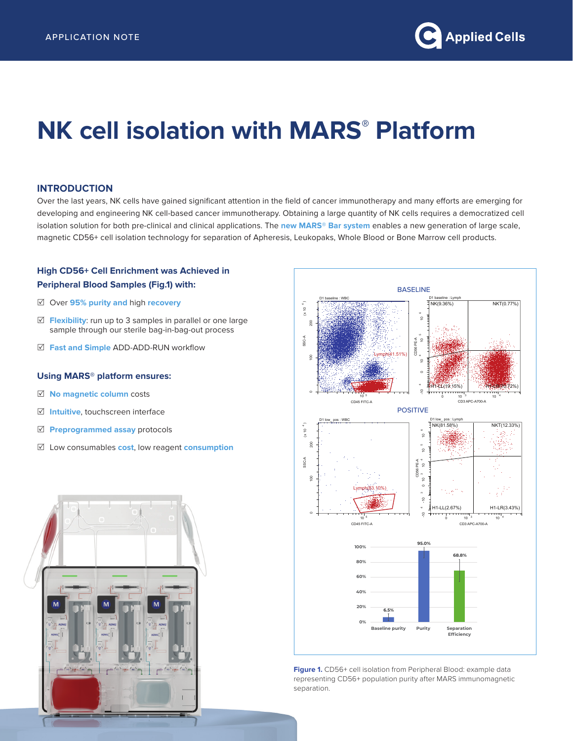APPLICATION NOTE

# NK cell isolation with MARS® Platform

## INTRODUCTION

Over the last years, NK cells have gained significant attention in the field of cancer immunotherapy and many efforts are emerging for developing and engineering NK cell-based cancer immunotherapy. Obtaining a large quantity of NK cells requires a democratized cell isolation solution for both pre-clinical and clinical applications. The **new MARS® Bar system** enables a new generation of large scale, magnetic CD56+ cell isolation technology for separation of Apheresis, Leukopaks, Whole Blood or Bone Marrow cell products.

### High CD56+ Cell Enrichment was Achieved in Peripheral Blood Samples (Fig.1) with:

- ☑ Over **95% purity and** high **recovery**
- ☑ **Flexibility**: run up to 3 samples in parallel or one large sample through our sterile bag-in-bag-out process
- ☑ **Fast and Simple** ADD-ADD-RUN workflow

### Using MARS® platform ensures:

- ☑ **No magnetic column** costs
- ☑ **Intuitive**, touchscreen interface
- ☑ **Preprogrammed assay** protocols
- ☑ Low consumables **cost**, low reagent **consumption**

**Figure 1.** CD56+ cell isolation from Peripheral Blood: example data representing CD56+ population purity after MARS immunomagnetic separation.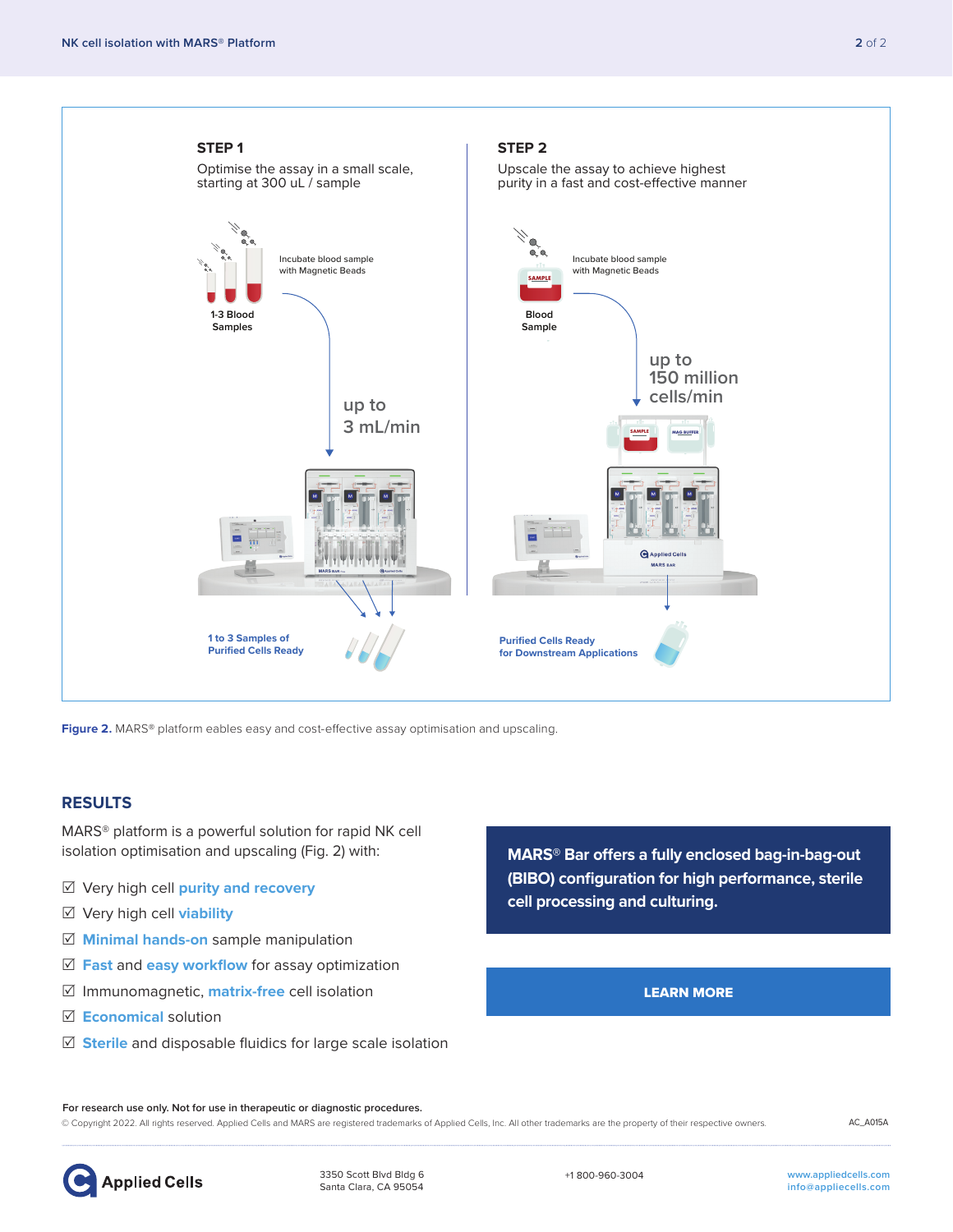**STEP 1**

Optimise the assay in a small scale, starting at 300 uL / sample

Incubate blood sample with Magnetic Beads

1-3 Blood Samples

up to 3 mL/min

1 to 3 Samples of Purified Cells Ready

**STEP 2**

Upscale the assay to achieve highest purity in a fast and cost-effective manner

Incubate blood sample with Magnetic Beads

Blood Sample

up to 150 million cells/min

Purified Cells Ready for Downstream Applications

**Figure 2.** MARS® platform eables easy and cost-effective assay optimisation and upscaling.

## RESULTS

MARS® platform is a powerful solution for rapid NK cell isolation optimisation and upscaling (Fig. 2) with:

- ☑ Very high cell purity and recovery
- ☑ Very high cell viability
- ☑ Minimal hands-on sample manipulation
- ☑ Fast and easy workflow for assay optimization
- ☑ Immunomagnetic, matrix-free cell isolation
- ☑ Economical solution
- ☑ Sterile and disposable fluidics for large scale isolation

**MARS® Bar offers a fully enclosed bag-in-bag-out (BIBO) configuration for high performance, sterile cell processing and culturing.**

**LEARN MORE**

**For research use only. Not for use in therapeutic or diagnostic procedures.**

© Copyright 2022. All rights reserved. Applied Cells and MARS are registered trademarks of Applied Cells, Inc. All other trademarks are the property of their respective owners. AC_A015A

Applied Cells

3350 Scott Blvd Bldg 6
Santa Clara, CA 95054

+1 800-960-3004

www.appliedcells.com
info@appliecells.com